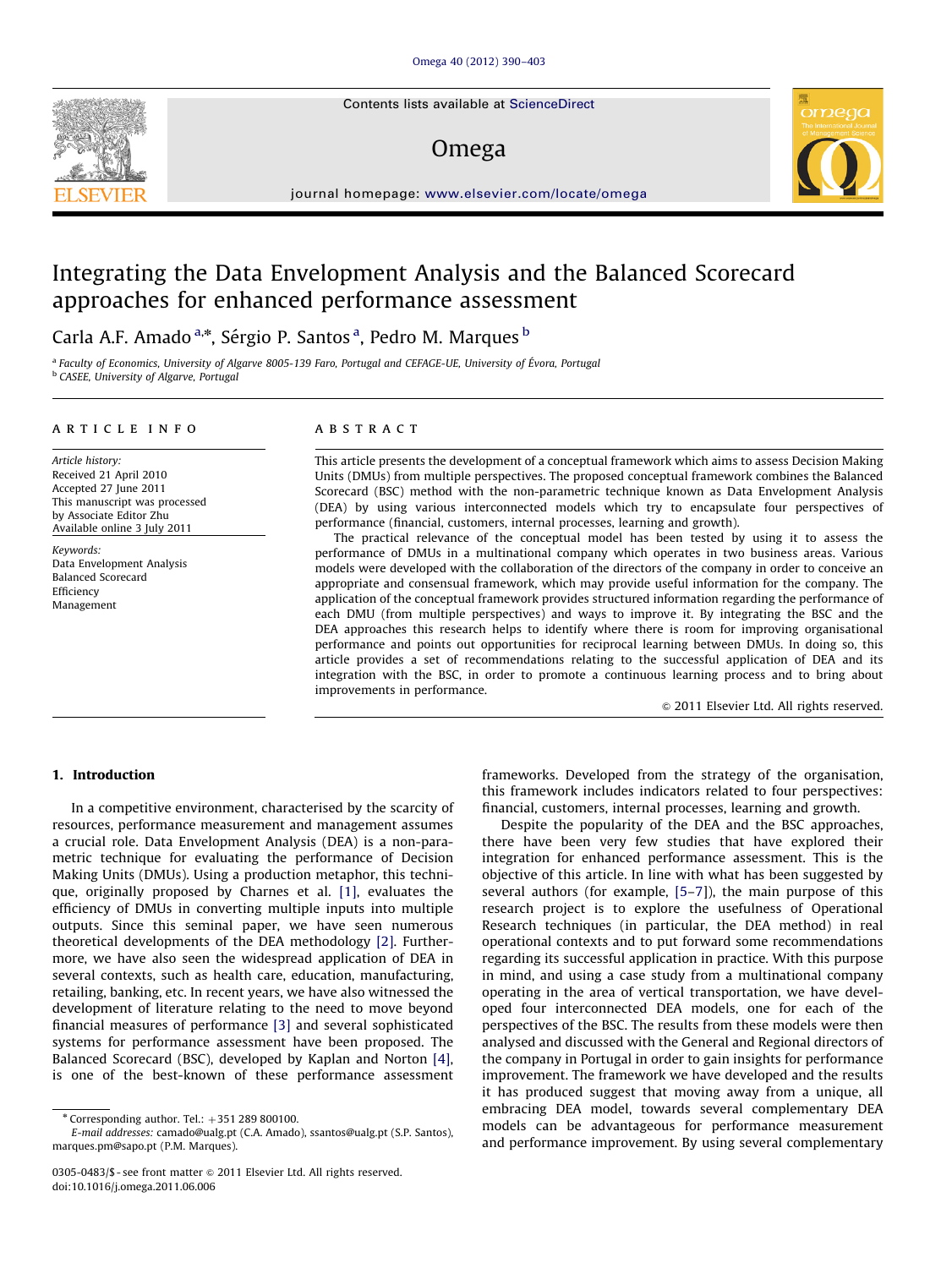# Integrating the Data Envelopment Analysis and the Balanced Scorecard approaches for enhanced performance assessment

Carla A.F. Amado [a,*], Sérgio P. Santos [a], Pedro M. Marques [b]

[a] Faculty of Economics, University of Algarve 8005-139 Faro, Portugal and CEFAGE-UE, University of Évora, Portugal
[b] CASEE, University of Algarve, Portugal

## ARTICLE INFO

*Article history:*
Received 21 April 2010
Accepted 27 June 2011
This manuscript was processed by Associate Editor Zhu
Available online 3 July 2011

*Keywords:*
Data Envelopment Analysis
Balanced Scorecard
Efficiency
Management

## ABSTRACT

This article presents the development of a conceptual framework which aims to assess Decision Making Units (DMUs) from multiple perspectives. The proposed conceptual framework combines the Balanced Scorecard (BSC) method with the non-parametric technique known as Data Envelopment Analysis (DEA) by using various interconnected models which try to encapsulate four perspectives of performance (financial, customers, internal processes, learning and growth).

The practical relevance of the conceptual model has been tested by using it to assess the performance of DMUs in a multinational company which operates in two business areas. Various models were developed with the collaboration of the directors of the company in order to conceive an appropriate and consensual framework, which may provide useful information for the company. The application of the conceptual framework provides structured information regarding the performance of each DMU (from multiple perspectives) and ways to improve it. By integrating the BSC and the DEA approaches this research helps to identify where there is room for improving organisational performance and points out opportunities for reciprocal learning between DMUs. In doing so, this article provides a set of recommendations relating to the successful application of DEA and its integration with the BSC, in order to promote a continuous learning process and to bring about improvements in performance.

© 2011 Elsevier Ltd. All rights reserved.

## 1. Introduction

In a competitive environment, characterised by the scarcity of resources, performance measurement and management assumes a crucial role. Data Envelopment Analysis (DEA) is a non-parametric technique for evaluating the performance of Decision Making Units (DMUs). Using a production metaphor, this technique, originally proposed by Charnes et al. [1], evaluates the efficiency of DMUs in converting multiple inputs into multiple outputs. Since this seminal paper, we have seen numerous theoretical developments of the DEA methodology [2]. Furthermore, we have also seen the widespread application of DEA in several contexts, such as health care, education, manufacturing, retailing, banking, etc. In recent years, we have also witnessed the development of literature relating to the need to move beyond financial measures of performance [3] and several sophisticated systems for performance assessment have been proposed. The Balanced Scorecard (BSC), developed by Kaplan and Norton [4], is one of the best-known of these performance assessment frameworks. Developed from the strategy of the organisation, this framework includes indicators related to four perspectives: financial, customers, internal processes, learning and growth.

Despite the popularity of the DEA and the BSC approaches, there have been very few studies that have explored their integration for enhanced performance assessment. This is the objective of this article. In line with what has been suggested by several authors (for example, [5–7]), the main purpose of this research project is to explore the usefulness of Operational Research techniques (in particular, the DEA method) in real operational contexts and to put forward some recommendations regarding its successful application in practice. With this purpose in mind, and using a case study from a multinational company operating in the area of vertical transportation, we have developed four interconnected DEA models, one for each of the perspectives of the BSC. The results from these models were then analysed and discussed with the General and Regional directors of the company in Portugal in order to gain insights for performance improvement. The framework we have developed and the results it has produced suggest that moving away from a unique, all embracing DEA model, towards several complementary DEA models can be advantageous for performance measurement and performance improvement. By using several complementary

* Corresponding author. Tel.: +351 289 800100.
*E-mail addresses:* camado@ualg.pt (C.A. Amado), ssantos@ualg.pt (S.P. Santos), marques.pm@sapo.pt (P.M. Marques).

0305-0483/$ - see front matter © 2011 Elsevier Ltd. All rights reserved.
doi:10.1016/j.omega.2011.06.006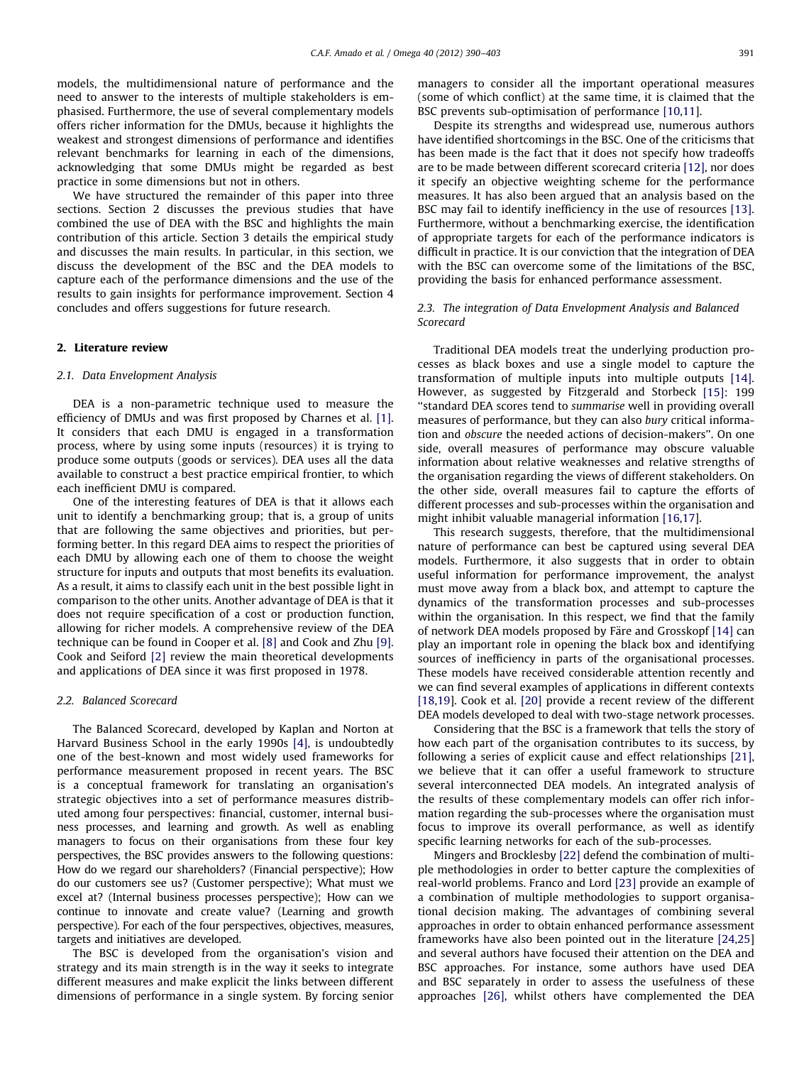models, the multidimensional nature of performance and the need to answer to the interests of multiple stakeholders is emphasised. Furthermore, the use of several complementary models offers richer information for the DMUs, because it highlights the weakest and strongest dimensions of performance and identifies relevant benchmarks for learning in each of the dimensions, acknowledging that some DMUs might be regarded as best practice in some dimensions but not in others.

We have structured the remainder of this paper into three sections. Section 2 discusses the previous studies that have combined the use of DEA with the BSC and highlights the main contribution of this article. Section 3 details the empirical study and discusses the main results. In particular, in this section, we discuss the development of the BSC and the DEA models to capture each of the performance dimensions and the use of the results to gain insights for performance improvement. Section 4 concludes and offers suggestions for future research.

## 2. Literature review

### 2.1. Data Envelopment Analysis

DEA is a non-parametric technique used to measure the efficiency of DMUs and was first proposed by Charnes et al. [1]. It considers that each DMU is engaged in a transformation process, where by using some inputs (resources) it is trying to produce some outputs (goods or services). DEA uses all the data available to construct a best practice empirical frontier, to which each inefficient DMU is compared.

One of the interesting features of DEA is that it allows each unit to identify a benchmarking group; that is, a group of units that are following the same objectives and priorities, but performing better. In this regard DEA aims to respect the priorities of each DMU by allowing each one of them to choose the weight structure for inputs and outputs that most benefits its evaluation. As a result, it aims to classify each unit in the best possible light in comparison to the other units. Another advantage of DEA is that it does not require specification of a cost or production function, allowing for richer models. A comprehensive review of the DEA technique can be found in Cooper et al. [8] and Cook and Zhu [9]. Cook and Seiford [2] review the main theoretical developments and applications of DEA since it was first proposed in 1978.

### 2.2. Balanced Scorecard

The Balanced Scorecard, developed by Kaplan and Norton at Harvard Business School in the early 1990s [4], is undoubtedly one of the best-known and most widely used frameworks for performance measurement proposed in recent years. The BSC is a conceptual framework for translating an organisation's strategic objectives into a set of performance measures distributed among four perspectives: financial, customer, internal business processes, and learning and growth. As well as enabling managers to focus on their organisations from these four key perspectives, the BSC provides answers to the following questions: How do we regard our shareholders? (Financial perspective); How do our customers see us? (Customer perspective); What must we excel at? (Internal business processes perspective); How can we continue to innovate and create value? (Learning and growth perspective). For each of the four perspectives, objectives, measures, targets and initiatives are developed.

The BSC is developed from the organisation's vision and strategy and its main strength is in the way it seeks to integrate different measures and make explicit the links between different dimensions of performance in a single system. By forcing senior managers to consider all the important operational measures (some of which conflict) at the same time, it is claimed that the BSC prevents sub-optimisation of performance [10,11].

Despite its strengths and widespread use, numerous authors have identified shortcomings in the BSC. One of the criticisms that has been made is the fact that it does not specify how tradeoffs are to be made between different scorecard criteria [12], nor does it specify an objective weighting scheme for the performance measures. It has also been argued that an analysis based on the BSC may fail to identify inefficiency in the use of resources [13]. Furthermore, without a benchmarking exercise, the identification of appropriate targets for each of the performance indicators is difficult in practice. It is our conviction that the integration of DEA with the BSC can overcome some of the limitations of the BSC, providing the basis for enhanced performance assessment.

### 2.3. The integration of Data Envelopment Analysis and Balanced Scorecard

Traditional DEA models treat the underlying production processes as black boxes and use a single model to capture the transformation of multiple inputs into multiple outputs [14]. However, as suggested by Fitzgerald and Storbeck [15]: 199 "standard DEA scores tend to *summarise* well in providing overall measures of performance, but they can also *bury* critical information and *obscure* the needed actions of decision-makers". On one side, overall measures of performance may obscure valuable information about relative weaknesses and relative strengths of the organisation regarding the views of different stakeholders. On the other side, overall measures fail to capture the efforts of different processes and sub-processes within the organisation and might inhibit valuable managerial information [16,17].

This research suggests, therefore, that the multidimensional nature of performance can best be captured using several DEA models. Furthermore, it also suggests that in order to obtain useful information for performance improvement, the analyst must move away from a black box, and attempt to capture the dynamics of the transformation processes and sub-processes within the organisation. In this respect, we find that the family of network DEA models proposed by Färe and Grosskopf [14] can play an important role in opening the black box and identifying sources of inefficiency in parts of the organisational processes. These models have received considerable attention recently and we can find several examples of applications in different contexts [18,19]. Cook et al. [20] provide a recent review of the different DEA models developed to deal with two-stage network processes.

Considering that the BSC is a framework that tells the story of how each part of the organisation contributes to its success, by following a series of explicit cause and effect relationships [21], we believe that it can offer a useful framework to structure several interconnected DEA models. An integrated analysis of the results of these complementary models can offer rich information regarding the sub-processes where the organisation must focus to improve its overall performance, as well as identify specific learning networks for each of the sub-processes.

Mingers and Brocklesby [22] defend the combination of multiple methodologies in order to better capture the complexities of real-world problems. Franco and Lord [23] provide an example of a combination of multiple methodologies to support organisational decision making. The advantages of combining several approaches in order to obtain enhanced performance assessment frameworks have also been pointed out in the literature [24,25] and several authors have focused their attention on the DEA and BSC approaches. For instance, some authors have used DEA and BSC separately in order to assess the usefulness of these approaches [26], whilst others have complemented the DEA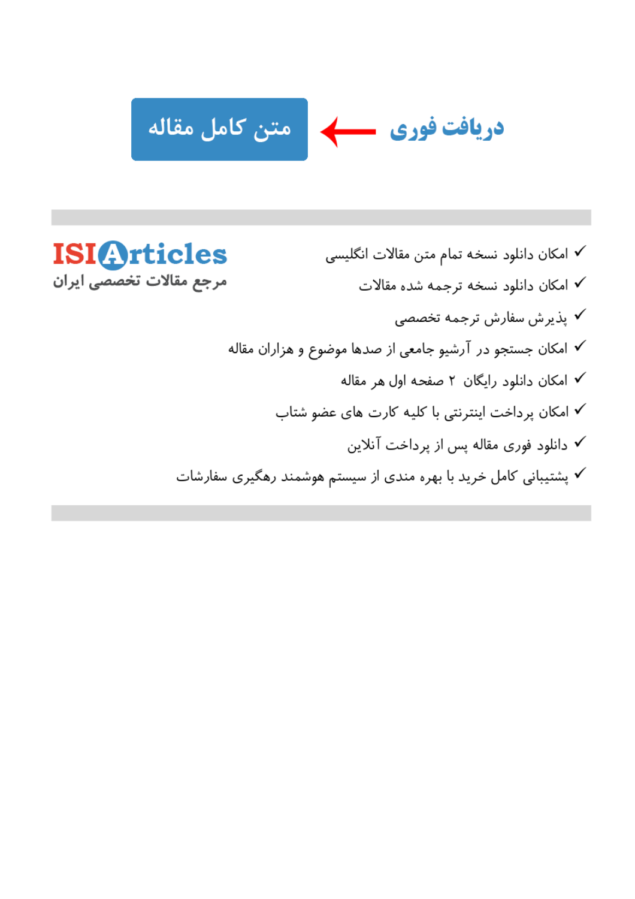دریافت فوری ← **متن کامل مقاله**

**ISIArticles**
مرجع مقالات تخصصی ایران

- ✓ امکان دانلود نسخه تمام متن مقالات انگلیسی
- ✓ امکان دانلود نسخه ترجمه شده مقالات
- ✓ پذیرش سفارش ترجمه تخصصی
- ✓ امکان جستجو در آرشیو جامعی از صدها موضوع و هزاران مقاله
- ✓ امکان دانلود رایگان ۲ صفحه اول هر مقاله
- ✓ امکان پرداخت اینترنتی با کلیه کارت های عضو شتاب
- ✓ دانلود فوری مقاله پس از پرداخت آنلاین
- ✓ پشتیبانی کامل خرید با بهره مندی از سیستم هوشمند رهگیری سفارشات